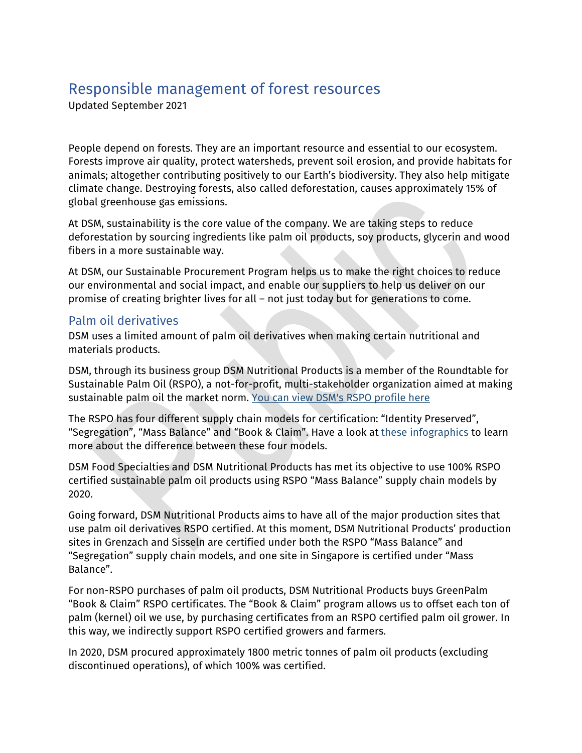# Responsible management of forest resources

Updated September 2021

People depend on forests. They are an important resource and essential to our ecosystem. Forests improve air quality, protect watersheds, prevent soil erosion, and provide habitats for animals; altogether contributing positively to our Earth's biodiversity. They also help mitigate climate change. Destroying forests, also called deforestation, causes approximately 15% of global greenhouse gas emissions.

At DSM, sustainability is the core value of the company. We are taking steps to reduce deforestation by sourcing ingredients like palm oil products, soy products, glycerin and wood fibers in a more sustainable way.

At DSM, our Sustainable Procurement Program helps us to make the right choices to reduce our environmental and social impact, and enable our suppliers to help us deliver on our promise of creating brighter lives for all – not just today but for generations to come.

## Palm oil derivatives

DSM uses a limited amount of palm oil derivatives when making certain nutritional and materials products.

DSM, through its business group DSM Nutritional Products is a member of the Roundtable for Sustainable Palm Oil (RSPO), a not-for-profit, multi-stakeholder organization aimed at making sustainable palm oil the market norm. You can view DSM's RSPO profile here

The RSPO has four different supply chain models for certification: "Identity Preserved", "Segregation", "Mass Balance" and "Book & Claim". Have a look at these infographics to learn more about the difference between these four models.

DSM Food Specialties and DSM Nutritional Products has met its objective to use 100% RSPO certified sustainable palm oil products using RSPO "Mass Balance" supply chain models by 2020.

Going forward, DSM Nutritional Products aims to have all of the major production sites that use palm oil derivatives RSPO certified. At this moment, DSM Nutritional Products' production sites in Grenzach and Sisseln are certified under both the RSPO "Mass Balance" and "Segregation" supply chain models, and one site in Singapore is certified under "Mass Balance".

For non-RSPO purchases of palm oil products, DSM Nutritional Products buys GreenPalm "Book & Claim" RSPO certificates. The "Book & Claim" program allows us to offset each ton of palm (kernel) oil we use, by purchasing certificates from an RSPO certified palm oil grower. In this way, we indirectly support RSPO certified growers and farmers.

In 2020, DSM procured approximately 1800 metric tonnes of palm oil products (excluding discontinued operations), of which 100% was certified.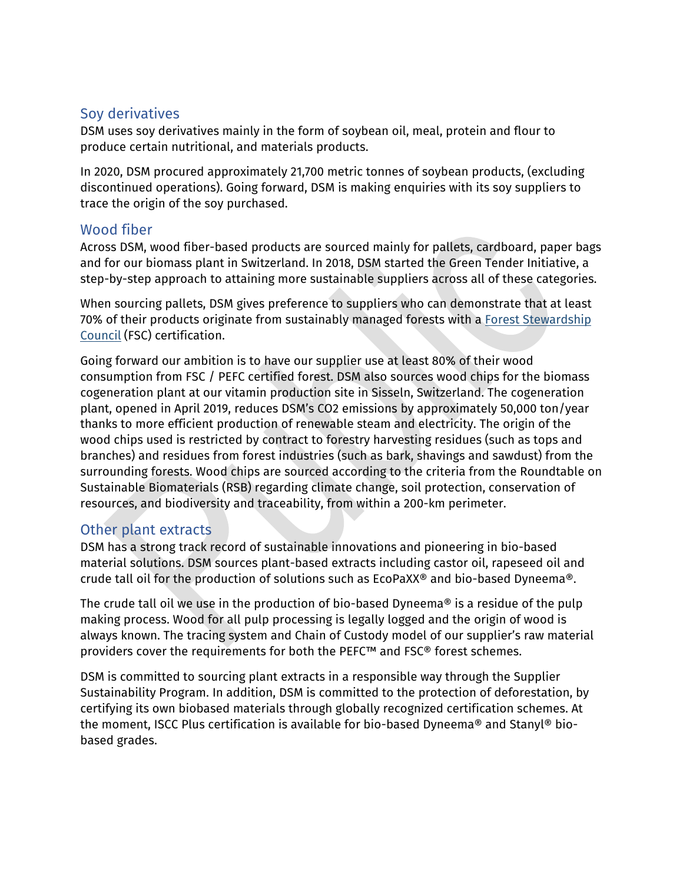## Soy derivatives

DSM uses soy derivatives mainly in the form of soybean oil, meal, protein and flour to produce certain nutritional, and materials products.

In 2020, DSM procured approximately 21,700 metric tonnes of soybean products, (excluding discontinued operations). Going forward, DSM is making enquiries with its soy suppliers to trace the origin of the soy purchased.

## Wood fiber

Across DSM, wood fiber-based products are sourced mainly for pallets, cardboard, paper bags and for our biomass plant in Switzerland. In 2018, DSM started the Green Tender Initiative, a step-by-step approach to attaining more sustainable suppliers across all of these categories.

When sourcing pallets, DSM gives preference to suppliers who can demonstrate that at least 70% of their products originate from sustainably managed forests with a Forest Stewardship Council (FSC) certification.

Going forward our ambition is to have our supplier use at least 80% of their wood consumption from FSC / PEFC certified forest. DSM also sources wood chips for the biomass cogeneration plant at our vitamin production site in Sisseln, Switzerland. The cogeneration plant, opened in April 2019, reduces DSM's $CO_2$ emissions by approximately 50,000 ton/year thanks to more efficient production of renewable steam and electricity. The origin of the wood chips used is restricted by contract to forestry harvesting residues (such as tops and branches) and residues from forest industries (such as bark, shavings and sawdust) from the surrounding forests. Wood chips are sourced according to the criteria from the Roundtable on Sustainable Biomaterials (RSB) regarding climate change, soil protection, conservation of resources, and biodiversity and traceability, from within a 200-km perimeter.

## Other plant extracts

DSM has a strong track record of sustainable innovations and pioneering in bio-based material solutions. DSM sources plant-based extracts including castor oil, rapeseed oil and crude tall oil for the production of solutions such as EcoPaXX® and bio-based Dyneema®.

The crude tall oil we use in the production of bio-based Dyneema® is a residue of the pulp making process. Wood for all pulp processing is legally logged and the origin of wood is always known. The tracing system and Chain of Custody model of our supplier's raw material providers cover the requirements for both the PEFC™ and FSC® forest schemes.

DSM is committed to sourcing plant extracts in a responsible way through the Supplier Sustainability Program. In addition, DSM is committed to the protection of deforestation, by certifying its own biobased materials through globally recognized certification schemes. At the moment, ISCC Plus certification is available for bio-based Dyneema® and Stanyl® bio-based grades.